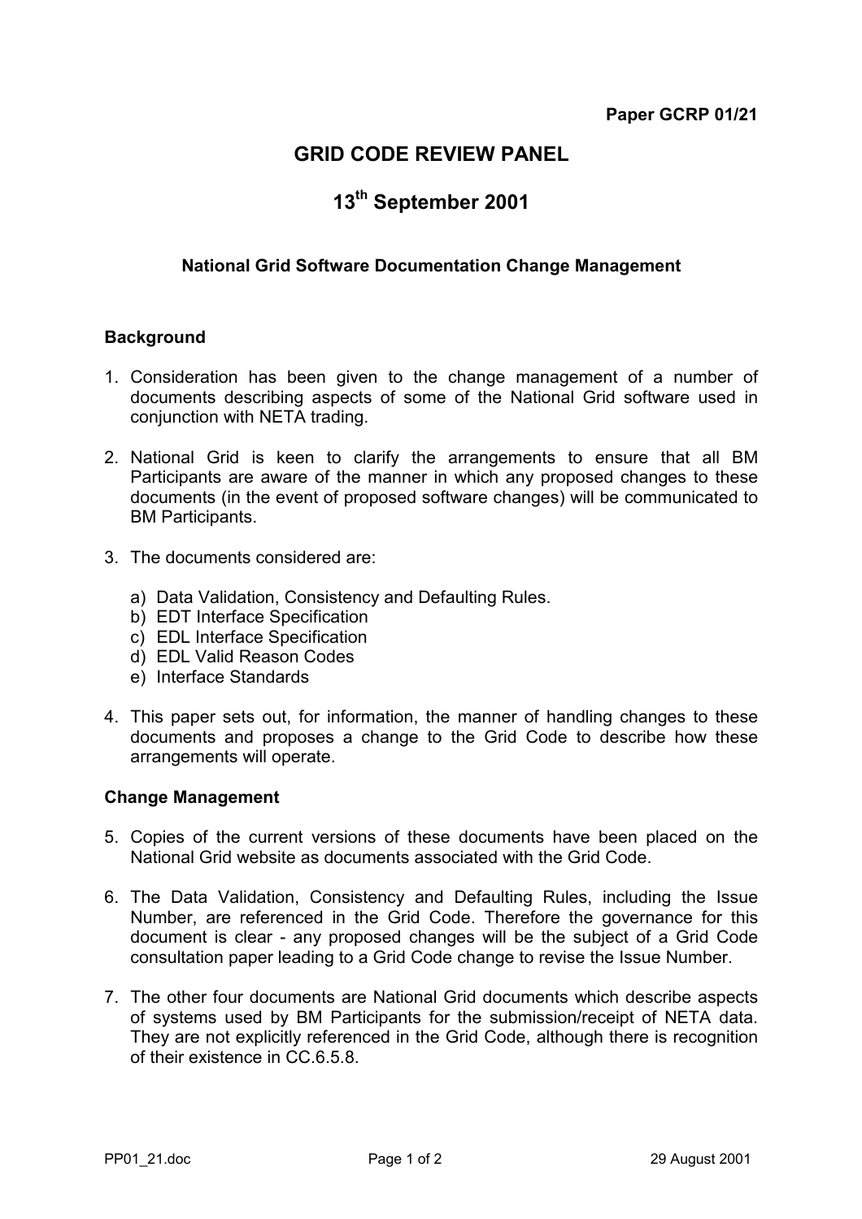**Paper GCRP 01/21**

# GRID CODE REVIEW PANEL

# 13th September 2001

### National Grid Software Documentation Change Management

## Background

1. Consideration has been given to the change management of a number of documents describing aspects of some of the National Grid software used in conjunction with NETA trading.

2. National Grid is keen to clarify the arrangements to ensure that all BM Participants are aware of the manner in which any proposed changes to these documents (in the event of proposed software changes) will be communicated to BM Participants.

3. The documents considered are:

   a) Data Validation, Consistency and Defaulting Rules.
   b) EDT Interface Specification
   c) EDL Interface Specification
   d) EDL Valid Reason Codes
   e) Interface Standards

4. This paper sets out, for information, the manner of handling changes to these documents and proposes a change to the Grid Code to describe how these arrangements will operate.

## Change Management

5. Copies of the current versions of these documents have been placed on the National Grid website as documents associated with the Grid Code.

6. The Data Validation, Consistency and Defaulting Rules, including the Issue Number, are referenced in the Grid Code. Therefore the governance for this document is clear - any proposed changes will be the subject of a Grid Code consultation paper leading to a Grid Code change to revise the Issue Number.

7. The other four documents are National Grid documents which describe aspects of systems used by BM Participants for the submission/receipt of NETA data. They are not explicitly referenced in the Grid Code, although there is recognition of their existence in CC.6.5.8.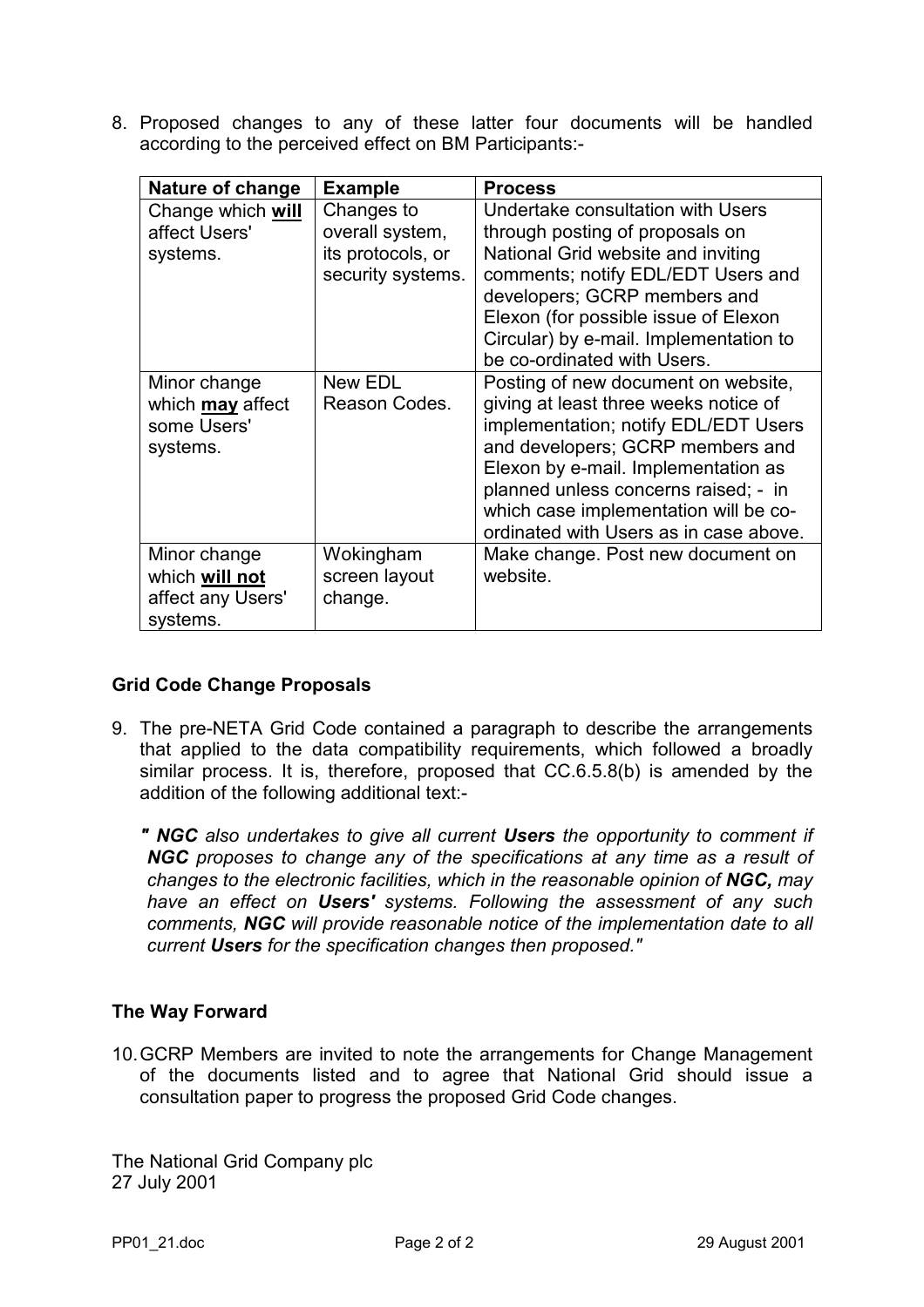8. Proposed changes to any of these latter four documents will be handled according to the perceived effect on BM Participants:-

| Nature of change | Example | Process |
| --- | --- | --- |
| Change which **will** affect Users' systems. | Changes to overall system, its protocols, or security systems. | Undertake consultation with Users through posting of proposals on National Grid website and inviting comments; notify EDL/EDT Users and developers; GCRP members and Elexon (for possible issue of Elexon Circular) by e-mail. Implementation to be co-ordinated with Users. |
| Minor change which **may** affect some Users' systems. | New EDL Reason Codes. | Posting of new document on website, giving at least three weeks notice of implementation; notify EDL/EDT Users and developers; GCRP members and Elexon by e-mail. Implementation as planned unless concerns raised; - in which case implementation will be co-ordinated with Users as in case above. |
| Minor change which **will not** affect any Users' systems. | Wokingham screen layout change. | Make change. Post new document on website. |

### Grid Code Change Proposals

9. The pre-NETA Grid Code contained a paragraph to describe the arrangements that applied to the data compatibility requirements, which followed a broadly similar process. It is, therefore, proposed that CC.6.5.8(b) is amended by the addition of the following additional text:-

   *" **NGC** also undertakes to give all current **Users** the opportunity to comment if **NGC** proposes to change any of the specifications at any time as a result of changes to the electronic facilities, which in the reasonable opinion of **NGC,** may have an effect on **Users'** systems. Following the assessment of any such comments, **NGC** will provide reasonable notice of the implementation date to all current **Users** for the specification changes then proposed."*

### The Way Forward

10. GCRP Members are invited to note the arrangements for Change Management of the documents listed and to agree that National Grid should issue a consultation paper to progress the proposed Grid Code changes.

The National Grid Company plc
27 July 2001